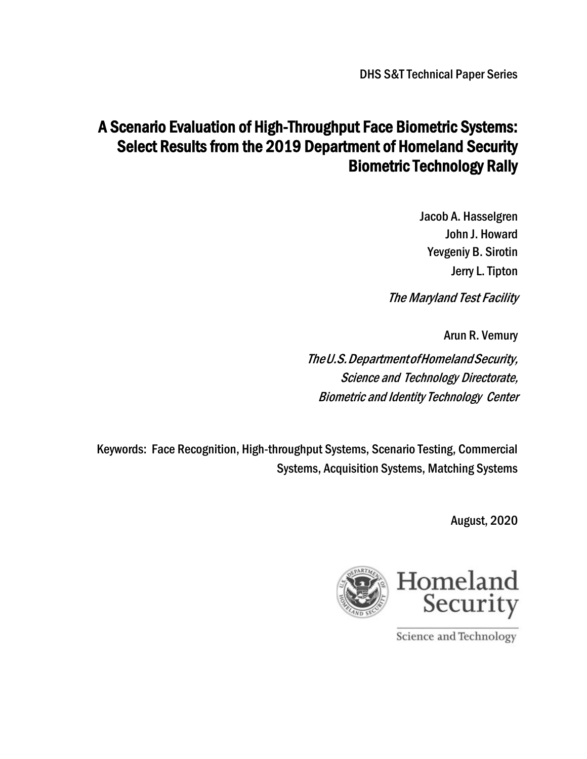DHS S&T Technical Paper Series

# A Scenario Evaluation of High-Throughput Face Biometric Systems: Select Results from the 2019 Department of Homeland Security Biometric Technology Rally

Jacob A. Hasselgren
John J. Howard
Yevgeniy B. Sirotin
Jerry L. Tipton

*The Maryland Test Facility*

Arun R. Vemury

*The U.S. Department of Homeland Security, Science and Technology Directorate, Biometric and Identity Technology Center*

Keywords: Face Recognition, High-throughput Systems, Scenario Testing, Commercial Systems, Acquisition Systems, Matching Systems

August, 2020

Homeland Security

Science and Technology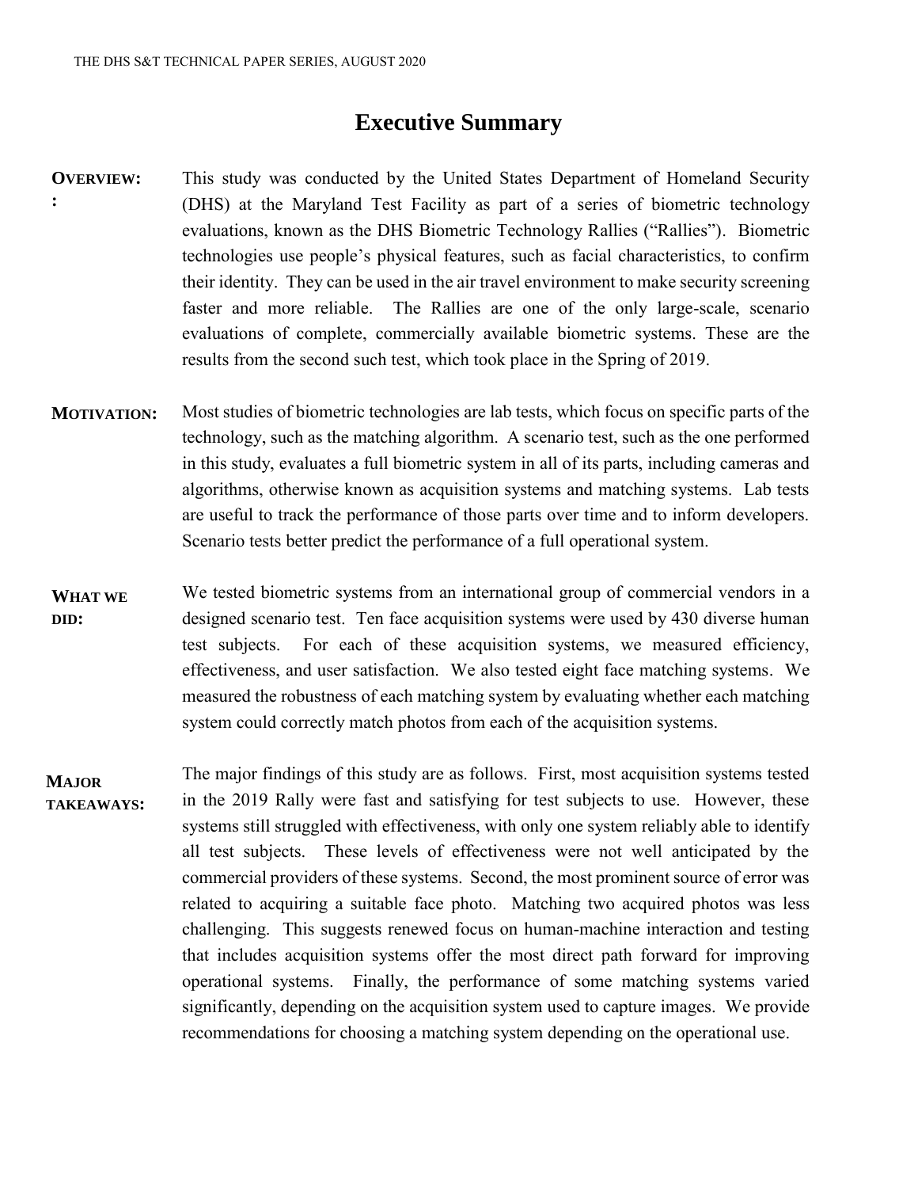# Executive Summary

**OVERVIEW:**
:

This study was conducted by the United States Department of Homeland Security (DHS) at the Maryland Test Facility as part of a series of biometric technology evaluations, known as the DHS Biometric Technology Rallies ("Rallies"). Biometric technologies use people's physical features, such as facial characteristics, to confirm their identity. They can be used in the air travel environment to make security screening faster and more reliable. The Rallies are one of the only large-scale, scenario evaluations of complete, commercially available biometric systems. These are the results from the second such test, which took place in the Spring of 2019.

**MOTIVATION:**

Most studies of biometric technologies are lab tests, which focus on specific parts of the technology, such as the matching algorithm. A scenario test, such as the one performed in this study, evaluates a full biometric system in all of its parts, including cameras and algorithms, otherwise known as acquisition systems and matching systems. Lab tests are useful to track the performance of those parts over time and to inform developers. Scenario tests better predict the performance of a full operational system.

**WHAT WE DID:**

We tested biometric systems from an international group of commercial vendors in a designed scenario test. Ten face acquisition systems were used by 430 diverse human test subjects. For each of these acquisition systems, we measured efficiency, effectiveness, and user satisfaction. We also tested eight face matching systems. We measured the robustness of each matching system by evaluating whether each matching system could correctly match photos from each of the acquisition systems.

**MAJOR TAKEAWAYS:**

The major findings of this study are as follows. First, most acquisition systems tested in the 2019 Rally were fast and satisfying for test subjects to use. However, these systems still struggled with effectiveness, with only one system reliably able to identify all test subjects. These levels of effectiveness were not well anticipated by the commercial providers of these systems. Second, the most prominent source of error was related to acquiring a suitable face photo. Matching two acquired photos was less challenging. This suggests renewed focus on human-machine interaction and testing that includes acquisition systems offer the most direct path forward for improving operational systems. Finally, the performance of some matching systems varied significantly, depending on the acquisition system used to capture images. We provide recommendations for choosing a matching system depending on the operational use.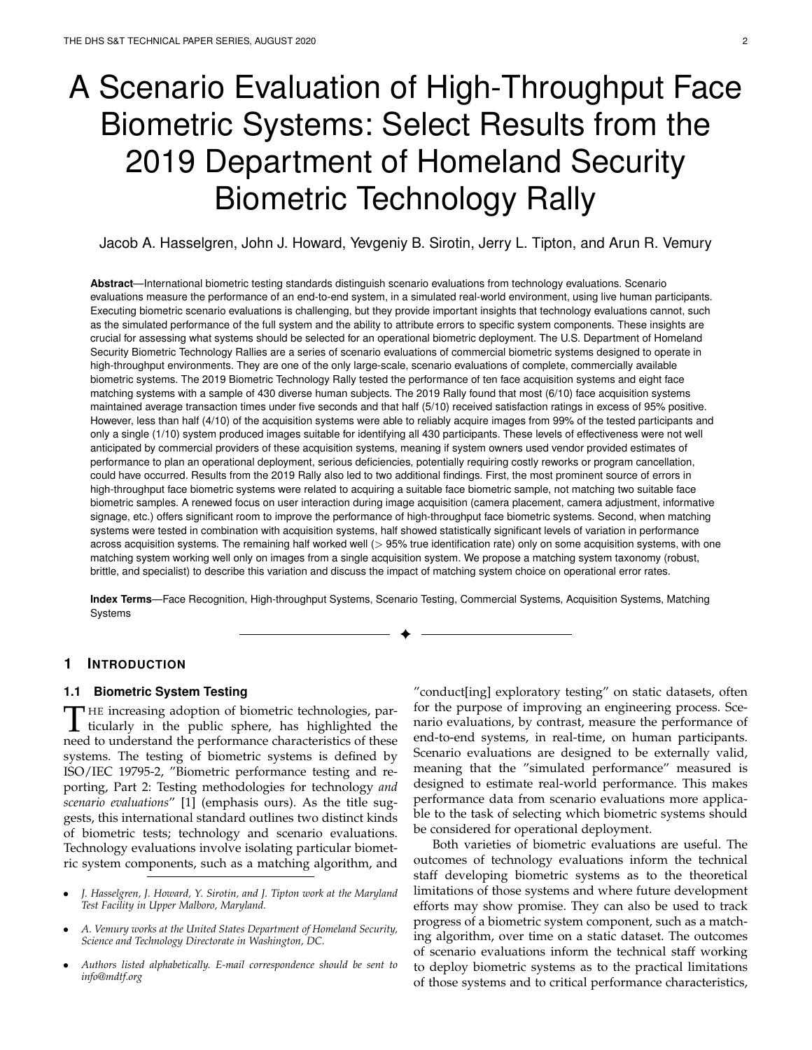# A Scenario Evaluation of High-Throughput Face Biometric Systems: Select Results from the 2019 Department of Homeland Security Biometric Technology Rally

Jacob A. Hasselgren, John J. Howard, Yevgeniy B. Sirotin, Jerry L. Tipton, and Arun R. Vemury

**Abstract**—International biometric testing standards distinguish scenario evaluations from technology evaluations. Scenario evaluations measure the performance of an end-to-end system, in a simulated real-world environment, using live human participants. Executing biometric scenario evaluations is challenging, but they provide important insights that technology evaluations cannot, such as the simulated performance of the full system and the ability to attribute errors to specific system components. These insights are crucial for assessing what systems should be selected for an operational biometric deployment. The U.S. Department of Homeland Security Biometric Technology Rallies are a series of scenario evaluations of commercial biometric systems designed to operate in high-throughput environments. They are one of the only large-scale, scenario evaluations of complete, commercially available biometric systems. The 2019 Biometric Technology Rally tested the performance of ten face acquisition systems and eight face matching systems with a sample of 430 diverse human subjects. The 2019 Rally found that most (6/10) face acquisition systems maintained average transaction times under five seconds and that half (5/10) received satisfaction ratings in excess of 95% positive. However, less than half (4/10) of the acquisition systems were able to reliably acquire images from 99% of the tested participants and only a single (1/10) system produced images suitable for identifying all 430 participants. These levels of effectiveness were not well anticipated by commercial providers of these acquisition systems, meaning if system owners used vendor provided estimates of performance to plan an operational deployment, serious deficiencies, potentially requiring costly reworks or program cancellation, could have occurred. Results from the 2019 Rally also led to two additional findings. First, the most prominent source of errors in high-throughput face biometric systems were related to acquiring a suitable face biometric sample, not matching two suitable face biometric samples. A renewed focus on user interaction during image acquisition (camera placement, camera adjustment, informative signage, etc.) offers significant room to improve the performance of high-throughput face biometric systems. Second, when matching systems were tested in combination with acquisition systems, half showed statistically significant levels of variation in performance across acquisition systems. The remaining half worked well (> 95% true identification rate) only on some acquisition systems, with one matching system working well only on images from a single acquisition system. We propose a matching system taxonomy (robust, brittle, and specialist) to describe this variation and discuss the impact of matching system choice on operational error rates.

**Index Terms**—Face Recognition, High-throughput Systems, Scenario Testing, Commercial Systems, Acquisition Systems, Matching Systems

## 1 Introduction

### 1.1 Biometric System Testing

The increasing adoption of biometric technologies, particularly in the public sphere, has highlighted the need to understand the performance characteristics of these systems. The testing of biometric systems is defined by ISO/IEC 19795-2, "Biometric performance testing and reporting, Part 2: Testing methodologies for technology *and scenario evaluations*" [1] (emphasis ours). As the title suggests, this international standard outlines two distinct kinds of biometric tests; technology and scenario evaluations. Technology evaluations involve isolating particular biometric system components, such as a matching algorithm, and "conduct[ing] exploratory testing" on static datasets, often for the purpose of improving an engineering process. Scenario evaluations, by contrast, measure the performance of end-to-end systems, in real-time, on human participants. Scenario evaluations are designed to be externally valid, meaning that the "simulated performance" measured is designed to estimate real-world performance. This makes performance data from scenario evaluations more applicable to the task of selecting which biometric systems should be considered for operational deployment.

Both varieties of biometric evaluations are useful. The outcomes of technology evaluations inform the technical staff developing biometric systems as to the theoretical limitations of those systems and where future development efforts may show promise. They can also be used to track progress of a biometric system component, such as a matching algorithm, over time on a static dataset. The outcomes of scenario evaluations inform the technical staff working to deploy biometric systems as to the practical limitations of those systems and to critical performance characteristics,

- *J. Hasselgren, J. Howard, Y. Sirotin, and J. Tipton work at the Maryland Test Facility in Upper Malboro, Maryland.*
- *A. Vemury works at the United States Department of Homeland Security, Science and Technology Directorate in Washington, DC.*
- *Authors listed alphabetically. E-mail correspondence should be sent to info@mdtf.org*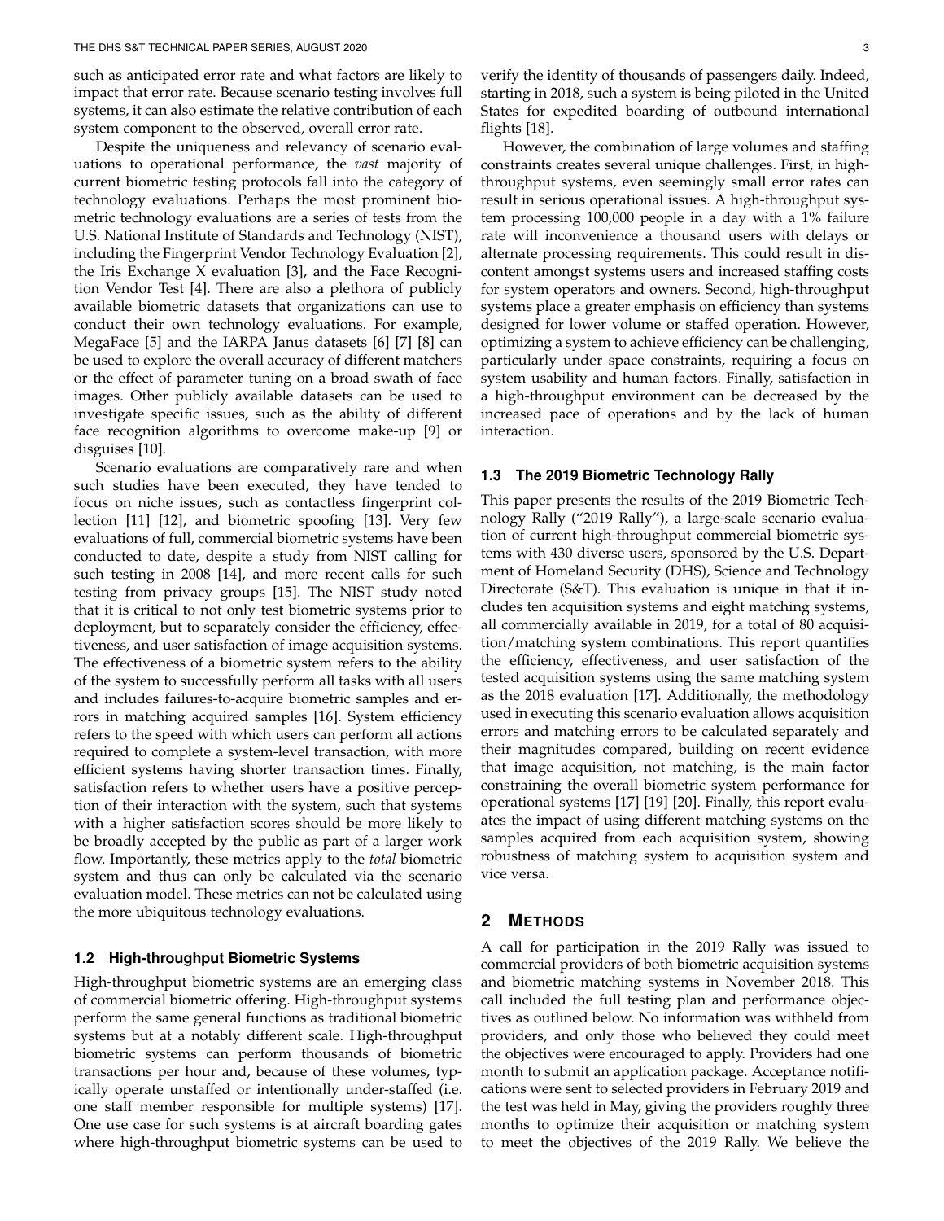such as anticipated error rate and what factors are likely to impact that error rate. Because scenario testing involves full systems, it can also estimate the relative contribution of each system component to the observed, overall error rate.

Despite the uniqueness and relevancy of scenario evaluations to operational performance, the *vast* majority of current biometric testing protocols fall into the category of technology evaluations. Perhaps the most prominent biometric technology evaluations are a series of tests from the U.S. National Institute of Standards and Technology (NIST), including the Fingerprint Vendor Technology Evaluation [2], the Iris Exchange X evaluation [3], and the Face Recognition Vendor Test [4]. There are also a plethora of publicly available biometric datasets that organizations can use to conduct their own technology evaluations. For example, MegaFace [5] and the IARPA Janus datasets [6] [7] [8] can be used to explore the overall accuracy of different matchers or the effect of parameter tuning on a broad swath of face images. Other publicly available datasets can be used to investigate specific issues, such as the ability of different face recognition algorithms to overcome make-up [9] or disguises [10].

Scenario evaluations are comparatively rare and when such studies have been executed, they have tended to focus on niche issues, such as contactless fingerprint collection [11] [12], and biometric spoofing [13]. Very few evaluations of full, commercial biometric systems have been conducted to date, despite a study from NIST calling for such testing in 2008 [14], and more recent calls for such testing from privacy groups [15]. The NIST study noted that it is critical to not only test biometric systems prior to deployment, but to separately consider the efficiency, effectiveness, and user satisfaction of image acquisition systems. The effectiveness of a biometric system refers to the ability of the system to successfully perform all tasks with all users and includes failures-to-acquire biometric samples and errors in matching acquired samples [16]. System efficiency refers to the speed with which users can perform all actions required to complete a system-level transaction, with more efficient systems having shorter transaction times. Finally, satisfaction refers to whether users have a positive perception of their interaction with the system, such that systems with a higher satisfaction scores should be more likely to be broadly accepted by the public as part of a larger work flow. Importantly, these metrics apply to the *total* biometric system and thus can only be calculated via the scenario evaluation model. These metrics can not be calculated using the more ubiquitous technology evaluations.

### 1.2 High-throughput Biometric Systems

High-throughput biometric systems are an emerging class of commercial biometric offering. High-throughput systems perform the same general functions as traditional biometric systems but at a notably different scale. High-throughput biometric systems can perform thousands of biometric transactions per hour and, because of these volumes, typically operate unstaffed or intentionally under-staffed (i.e. one staff member responsible for multiple systems) [17]. One use case for such systems is at aircraft boarding gates where high-throughput biometric systems can be used to verify the identity of thousands of passengers daily. Indeed, starting in 2018, such a system is being piloted in the United States for expedited boarding of outbound international flights [18].

However, the combination of large volumes and staffing constraints creates several unique challenges. First, in high-throughput systems, even seemingly small error rates can result in serious operational issues. A high-throughput system processing 100,000 people in a day with a 1% failure rate will inconvenience a thousand users with delays or alternate processing requirements. This could result in discontent amongst systems users and increased staffing costs for system operators and owners. Second, high-throughput systems place a greater emphasis on efficiency than systems designed for lower volume or staffed operation. However, optimizing a system to achieve efficiency can be challenging, particularly under space constraints, requiring a focus on system usability and human factors. Finally, satisfaction in a high-throughput environment can be decreased by the increased pace of operations and by the lack of human interaction.

### 1.3 The 2019 Biometric Technology Rally

This paper presents the results of the 2019 Biometric Technology Rally ("2019 Rally"), a large-scale scenario evaluation of current high-throughput commercial biometric systems with 430 diverse users, sponsored by the U.S. Department of Homeland Security (DHS), Science and Technology Directorate (S&T). This evaluation is unique in that it includes ten acquisition systems and eight matching systems, all commercially available in 2019, for a total of 80 acquisition/matching system combinations. This report quantifies the efficiency, effectiveness, and user satisfaction of the tested acquisition systems using the same matching system as the 2018 evaluation [17]. Additionally, the methodology used in executing this scenario evaluation allows acquisition errors and matching errors to be calculated separately and their magnitudes compared, building on recent evidence that image acquisition, not matching, is the main factor constraining the overall biometric system performance for operational systems [17] [19] [20]. Finally, this report evaluates the impact of using different matching systems on the samples acquired from each acquisition system, showing robustness of matching system to acquisition system and vice versa.

## 2 Methods

A call for participation in the 2019 Rally was issued to commercial providers of both biometric acquisition systems and biometric matching systems in November 2018. This call included the full testing plan and performance objectives as outlined below. No information was withheld from providers, and only those who believed they could meet the objectives were encouraged to apply. Providers had one month to submit an application package. Acceptance notifications were sent to selected providers in February 2019 and the test was held in May, giving the providers roughly three months to optimize their acquisition or matching system to meet the objectives of the 2019 Rally. We believe the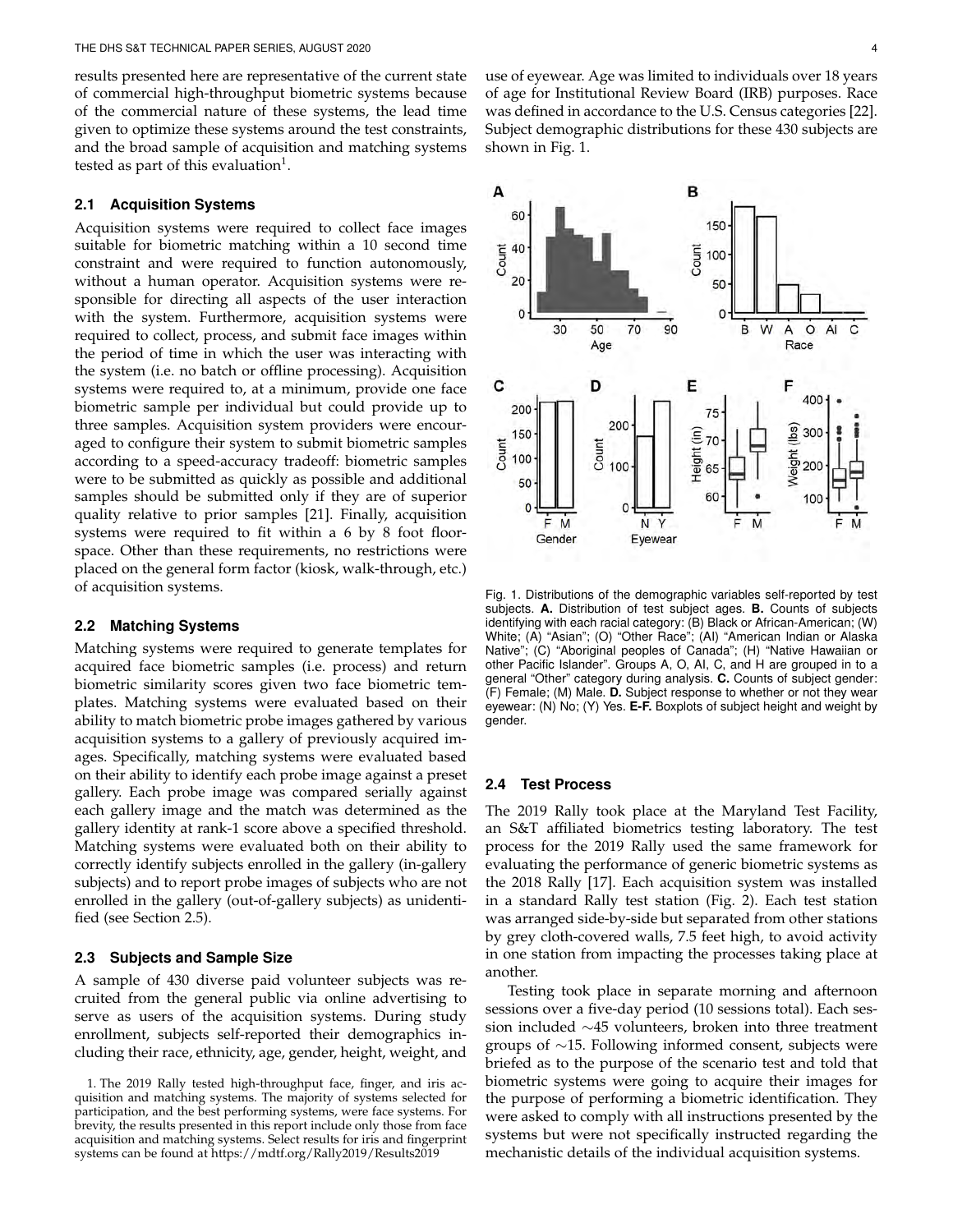results presented here are representative of the current state of commercial high-throughput biometric systems because of the commercial nature of these systems, the lead time given to optimize these systems around the test constraints, and the broad sample of acquisition and matching systems tested as part of this evaluation[1].

### 2.1 Acquisition Systems

Acquisition systems were required to collect face images suitable for biometric matching within a 10 second time constraint and were required to function autonomously, without a human operator. Acquisition systems were responsible for directing all aspects of the user interaction with the system. Furthermore, acquisition systems were required to collect, process, and submit face images within the period of time in which the user was interacting with the system (i.e. no batch or offline processing). Acquisition systems were required to, at a minimum, provide one face biometric sample per individual but could provide up to three samples. Acquisition system providers were encouraged to configure their system to submit biometric samples according to a speed-accuracy tradeoff: biometric samples were to be submitted as quickly as possible and additional samples should be submitted only if they are of superior quality relative to prior samples [21]. Finally, acquisition systems were required to fit within a 6 by 8 foot floorspace. Other than these requirements, no restrictions were placed on the general form factor (kiosk, walk-through, etc.) of acquisition systems.

### 2.2 Matching Systems

Matching systems were required to generate templates for acquired face biometric samples (i.e. process) and return biometric similarity scores given two face biometric templates. Matching systems were evaluated based on their ability to match biometric probe images gathered by various acquisition systems to a gallery of previously acquired images. Specifically, matching systems were evaluated based on their ability to identify each probe image against a preset gallery. Each probe image was compared serially against each gallery image and the match was determined as the gallery identity at rank-1 score above a specified threshold. Matching systems were evaluated both on their ability to correctly identify subjects enrolled in the gallery (in-gallery subjects) and to report probe images of subjects who are not enrolled in the gallery (out-of-gallery subjects) as unidentified (see Section 2.5).

### 2.3 Subjects and Sample Size

A sample of 430 diverse paid volunteer subjects was recruited from the general public via online advertising to serve as users of the acquisition systems. During study enrollment, subjects self-reported their demographics including their race, ethnicity, age, gender, height, weight, and use of eyewear. Age was limited to individuals over 18 years of age for Institutional Review Board (IRB) purposes. Race was defined in accordance to the U.S. Census categories [22]. Subject demographic distributions for these 430 subjects are shown in Fig. 1.

A
Count
Age
30 50 70 90

B
Count
Race
B W A O AI C

C
Count
F M
Gender

D
Count
N Y
Eyewear

E
Height (in)
F M

F
Weight (lbs)
F M

Fig. 1. Distributions of the demographic variables self-reported by test subjects. **A.** Distribution of test subject ages. **B.** Counts of subjects identifying with each racial category: (B) Black or African-American; (W) White; (A) "Asian"; (O) "Other Race"; (AI) "American Indian or Alaska Native"; (C) "Aboriginal peoples of Canada"; (H) "Native Hawaiian or other Pacific Islander". Groups A, O, AI, C, and H are grouped in to a general "Other" category during analysis. **C.** Counts of subject gender: (F) Female; (M) Male. **D.** Subject response to whether or not they wear eyewear: (N) No; (Y) Yes. **E-F.** Boxplots of subject height and weight by gender.

### 2.4 Test Process

The 2019 Rally took place at the Maryland Test Facility, an S&T affiliated biometrics testing laboratory. The test process for the 2019 Rally used the same framework for evaluating the performance of generic biometric systems as the 2018 Rally [17]. Each acquisition system was installed in a standard Rally test station (Fig. 2). Each test station was arranged side-by-side but separated from other stations by grey cloth-covered walls, 7.5 feet high, to avoid activity in one station from impacting the processes taking place at another.

Testing took place in separate morning and afternoon sessions over a five-day period (10 sessions total). Each session included $\sim$45 volunteers, broken into three treatment groups of $\sim$15. Following informed consent, subjects were briefed as to the purpose of the scenario test and told that biometric systems were going to acquire their images for the purpose of performing a biometric identification. They were asked to comply with all instructions presented by the systems but were not specifically instructed regarding the mechanistic details of the individual acquisition systems.

1. The 2019 Rally tested high-throughput face, finger, and iris acquisition and matching systems. The majority of systems selected for participation, and the best performing systems, were face systems. For brevity, the results presented in this report include only those from face acquisition and matching systems. Select results for iris and fingerprint systems can be found at https://mdtf.org/Rally2019/Results2019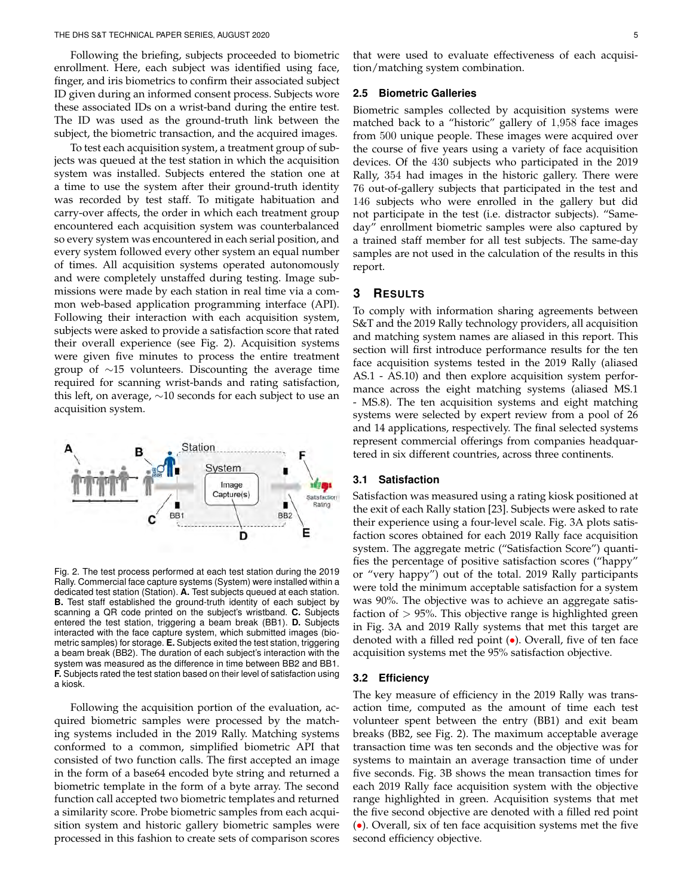Following the briefing, subjects proceeded to biometric enrollment. Here, each subject was identified using face, finger, and iris biometrics to confirm their associated subject ID given during an informed consent process. Subjects wore these associated IDs on a wrist-band during the entire test. The ID was used as the ground-truth link between the subject, the biometric transaction, and the acquired images.

To test each acquisition system, a treatment group of subjects was queued at the test station in which the acquisition system was installed. Subjects entered the station one at a time to use the system after their ground-truth identity was recorded by test staff. To mitigate habituation and carry-over affects, the order in which each treatment group encountered each acquisition system was counterbalanced so every system was encountered in each serial position, and every system followed every other system an equal number of times. All acquisition systems operated autonomously and were completely unstaffed during testing. Image submissions were made by each station in real time via a common web-based application programming interface (API). Following their interaction with each acquisition system, subjects were asked to provide a satisfaction score that rated their overall experience (see Fig. 2). Acquisition systems were given five minutes to process the entire treatment group of $\sim$15 volunteers. Discounting the average time required for scanning wrist-bands and rating satisfaction, this left, on average, $\sim$10 seconds for each subject to use an acquisition system.

A
B
Station
System
Image Capture(s)
F
Satisfaction Rating
C
BB1
BB2
D
E

Fig. 2. The test process performed at each test station during the 2019 Rally. Commercial face capture systems (System) were installed within a dedicated test station (Station). **A.** Test subjects queued at each station. **B.** Test staff established the ground-truth identity of each subject by scanning a QR code printed on the subject's wristband. **C.** Subjects entered the test station, triggering a beam break (BB1). **D.** Subjects interacted with the face capture system, which submitted images (biometric samples) for storage. **E.** Subjects exited the test station, triggering a beam break (BB2). The duration of each subject's interaction with the system was measured as the difference in time between BB2 and BB1. **F.** Subjects rated the test station based on their level of satisfaction using a kiosk.

Following the acquisition portion of the evaluation, acquired biometric samples were processed by the matching systems included in the 2019 Rally. Matching systems conformed to a common, simplified biometric API that consisted of two function calls. The first accepted an image in the form of a base64 encoded byte string and returned a biometric template in the form of a byte array. The second function call accepted two biometric templates and returned a similarity score. Probe biometric samples from each acquisition system and historic gallery biometric samples were processed in this fashion to create sets of comparison scores that were used to evaluate effectiveness of each acquisition/matching system combination.

### 2.5 Biometric Galleries

Biometric samples collected by acquisition systems were matched back to a "historic" gallery of 1,958 face images from 500 unique people. These images were acquired over the course of five years using a variety of face acquisition devices. Of the 430 subjects who participated in the 2019 Rally, 354 had images in the historic gallery. There were 76 out-of-gallery subjects that participated in the test and 146 subjects who were enrolled in the gallery but did not participate in the test (i.e. distractor subjects). "Same-day" enrollment biometric samples were also captured by a trained staff member for all test subjects. The same-day samples are not used in the calculation of the results in this report.

## 3 Results

To comply with information sharing agreements between S&T and the 2019 Rally technology providers, all acquisition and matching system names are aliased in this report. This section will first introduce performance results for the ten face acquisition systems tested in the 2019 Rally (aliased AS.1 - AS.10) and then explore acquisition system performance across the eight matching systems (aliased MS.1 - MS.8). The ten acquisition systems and eight matching systems were selected by expert review from a pool of 26 and 14 applications, respectively. The final selected systems represent commercial offerings from companies headquartered in six different countries, across three continents.

### 3.1 Satisfaction

Satisfaction was measured using a rating kiosk positioned at the exit of each Rally station [23]. Subjects were asked to rate their experience using a four-level scale. Fig. 3A plots satisfaction scores obtained for each 2019 Rally face acquisition system. The aggregate metric ("Satisfaction Score") quantifies the percentage of positive satisfaction scores ("happy" or "very happy") out of the total. 2019 Rally participants were told the minimum acceptable satisfaction for a system was 90%. The objective was to achieve an aggregate satisfaction of $> 95\%$. This objective range is highlighted green in Fig. 3A and 2019 Rally systems that met this target are denoted with a filled red point (•). Overall, five of ten face acquisition systems met the 95% satisfaction objective.

### 3.2 Efficiency

The key measure of efficiency in the 2019 Rally was transaction time, computed as the amount of time each test volunteer spent between the entry (BB1) and exit beam breaks (BB2, see Fig. 2). The maximum acceptable average transaction time was ten seconds and the objective was for systems to maintain an average transaction time of under five seconds. Fig. 3B shows the mean transaction times for each 2019 Rally face acquisition system with the objective range highlighted in green. Acquisition systems that met the five second objective are denoted with a filled red point (•). Overall, six of ten face acquisition systems met the five second efficiency objective.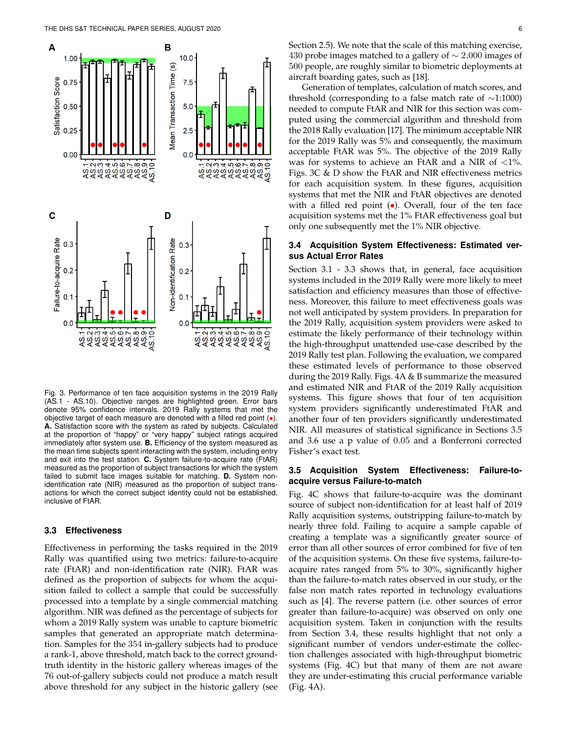A

1.00
0.75
0.50
0.25
0.00

Satisfaction Score

AS.1 AS.2 AS.3 AS.4 AS.5 AS.6 AS.7 AS.8 AS.9 AS.10

B

10.0
7.5
5.0
2.5
0.0

Mean Transaction Time (s)

AS.1 AS.2 AS.3 AS.4 AS.5 AS.6 AS.7 AS.8 AS.9 AS.10

C

0.3
0.2
0.1
0.0

Failure-to-acquire Rate

AS.1 AS.2 AS.3 AS.4 AS.5 AS.6 AS.7 AS.8 AS.9 AS.10

D

0.3
0.2
0.1
0.0

Non-identification Rate

AS.1 AS.2 AS.3 AS.4 AS.5 AS.6 AS.7 AS.8 AS.9 AS.10

Fig. 3. Performance of ten face acquisition systems in the 2019 Rally (AS.1 - AS.10). Objective ranges are highlighted green. Error bars denote 95% confidence intervals. 2019 Rally systems that met the objective target of each measure are denoted with a filled red point (•). **A.** Satisfaction score with the system as rated by subjects. Calculated at the proportion of "happy" or "very happy" subject ratings acquired immediately after system use. **B.** Efficiency of the system measured as the mean time subjects spent interacting with the system, including entry and exit into the test station. **C.** System failure-to-acquire rate (FtAR) measured as the proportion of subject transactions for which the system failed to submit face images suitable for matching. **D.** System non-identification rate (NIR) measured as the proportion of subject transactions for which the correct subject identity could not be established, inclusive of FtAR.

### 3.3 Effectiveness

Effectiveness in performing the tasks required in the 2019 Rally was quantified using two metrics: failure-to-acquire rate (FtAR) and non-identification rate (NIR). FtAR was defined as the proportion of subjects for whom the acquisition failed to collect a sample that could be successfully processed into a template by a single commercial matching algorithm. NIR was defined as the percentage of subjects for whom a 2019 Rally system was unable to capture biometric samples that generated an appropriate match determination. Samples for the 354 in-gallery subjects had to produce a rank-1, above threshold, match back to the correct ground-truth identity in the historic gallery whereas images of the 76 out-of-gallery subjects could not produce a match result above threshold for any subject in the historic gallery (see Section 2.5). We note that the scale of this matching exercise, 430 probe images matched to a gallery of $\sim 2{,}000$ images of 500 people, are roughly similar to biometric deployments at aircraft boarding gates, such as [18].

Generation of templates, calculation of match scores, and threshold (corresponding to a false match rate of $\sim$1:1000) needed to compute FtAR and NIR for this section was computed using the commercial algorithm and threshold from the 2018 Rally evaluation [17]. The minimum acceptable NIR for the 2019 Rally was 5% and consequently, the maximum acceptable FtAR was 5%. The objective of the 2019 Rally was for systems to achieve an FtAR and a NIR of <1%. Figs. 3C & D show the FtAR and NIR effectiveness metrics for each acquisition system. In these figures, acquisition systems that met the NIR and FtAR objectives are denoted with a filled red point (•). Overall, four of the ten face acquisition systems met the 1% FtAR effectiveness goal but only one subsequently met the 1% NIR objective.

### 3.4 Acquisition System Effectiveness: Estimated versus Actual Error Rates

Section 3.1 - 3.3 shows that, in general, face acquisition systems included in the 2019 Rally were more likely to meet satisfaction and efficiency measures than those of effectiveness. Moreover, this failure to meet effectiveness goals was not well anticipated by system providers. In preparation for the 2019 Rally, acquisition system providers were asked to estimate the likely performance of their technology within the high-throughput unattended use-case described by the 2019 Rally test plan. Following the evaluation, we compared these estimated levels of performance to those observed during the 2019 Rally. Figs. 4A & B summarize the measured and estimated NIR and FtAR of the 2019 Rally acquisition systems. This figure shows that four of ten acquisition system providers significantly underestimated FtAR and another four of ten providers significantly underestimated NIR. All measures of statistical significance in Sections 3.5 and 3.6 use a p value of 0.05 and a Bonferroni corrected Fisher's exact test.

### 3.5 Acquisition System Effectiveness: Failure-to-acquire versus Failure-to-match

Fig. 4C shows that failure-to-acquire was the dominant source of subject non-identification for at least half of 2019 Rally acquisition systems, outstripping failure-to-match by nearly three fold. Failing to acquire a sample capable of creating a template was a significantly greater source of error than all other sources of error combined for five of ten of the acquisition systems. On these five systems, failure-to-acquire rates ranged from 5% to 30%, significantly higher than the failure-to-match rates observed in our study, or the false non match rates reported in technology evaluations such as [4]. The reverse pattern (i.e. other sources of error greater than failure-to-acquire) was observed on only one acquisition system. Taken in conjunction with the results from Section 3.4, these results highlight that not only a significant number of vendors under-estimate the collection challenges associated with high-throughput biometric systems (Fig. 4C) but that many of them are not aware they are under-estimating this crucial performance variable (Fig. 4A).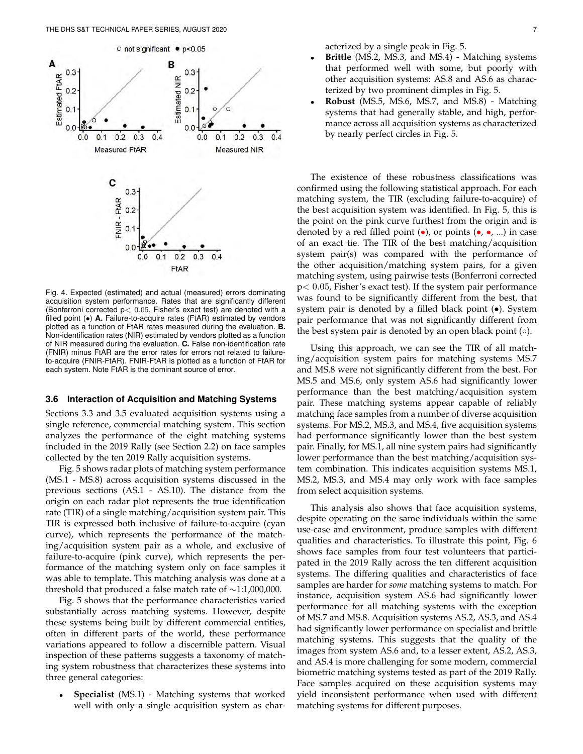○ not significant ● p<0.05

A

Estimated FtAR

0.3

0.2

0.1

0.0

0.0 0.1 0.2 0.3 0.4

Measured FtAR

B

Estimated NIR

0.3

0.2

0.1

0.0

0.0 0.1 0.2 0.3 0.4

Measured NIR

C

FNIR - FtAR

0.3

0.2

0.1

0.0

0.0 0.1 0.2 0.3 0.4

FtAR

Fig. 4. Expected (estimated) and actual (measured) errors dominating acquisition system performance. Rates that are significantly different (Bonferroni corrected $p < 0.05$, Fisher's exact test) are denoted with a filled point (•) **A.** Failure-to-acquire rates (FtAR) estimated by vendors plotted as a function of FtAR rates measured during the evaluation. **B.** Non-identification rates (NIR) estimated by vendors plotted as a function of NIR measured during the evaluation. **C.** False non-identification rate (FNIR) minus FtAR are the error rates for errors not related to failure-to-acquire (FNIR-FtAR). FNIR-FtAR is plotted as a function of FtAR for each system. Note FtAR is the dominant source of error.

### 3.6 Interaction of Acquisition and Matching Systems

Sections 3.3 and 3.5 evaluated acquisition systems using a single reference, commercial matching system. This section analyzes the performance of the eight matching systems included in the 2019 Rally (see Section 2.2) on face samples collected by the ten 2019 Rally acquisition systems.

Fig. 5 shows radar plots of matching system performance (MS.1 - MS.8) across acquisition systems discussed in the previous sections (AS.1 - AS.10). The distance from the origin on each radar plot represents the true identification rate (TIR) of a single matching/acquisition system pair. This TIR is expressed both inclusive of failure-to-acquire (cyan curve), which represents the performance of the matching/acquisition system pair as a whole, and exclusive of failure-to-acquire (pink curve), which represents the performance of the matching system only on face samples it was able to template. This matching analysis was done at a threshold that produced a false match rate of ∼1:1,000,000.

Fig. 5 shows that the performance characteristics varied substantially across matching systems. However, despite these systems being built by different commercial entities, often in different parts of the world, these performance variations appeared to follow a discernible pattern. Visual inspection of these patterns suggests a taxonomy of matching system robustness that characterizes these systems into three general categories:

- **Specialist** (MS.1) - Matching systems that worked well with only a single acquisition system as characterized by a single peak in Fig. 5.
- **Brittle** (MS.2, MS.3, and MS.4) - Matching systems that performed well with some, but poorly with other acquisition systems: AS.8 and AS.6 as characterized by two prominent dimples in Fig. 5.
- **Robust** (MS.5, MS.6, MS.7, and MS.8) - Matching systems that had generally stable, and high, performance across all acquisition systems as characterized by nearly perfect circles in Fig. 5.

The existence of these robustness classifications was confirmed using the following statistical approach. For each matching system, the TIR (excluding failure-to-acquire) of the best acquisition system was identified. In Fig. 5, this is the point on the pink curve furthest from the origin and is denoted by a red filled point (•), or points (•, •, ...) in case of an exact tie. The TIR of the best matching/acquisition system pair(s) was compared with the performance of the other acquisition/matching system pairs, for a given matching system, using pairwise tests (Bonferroni corrected $p < 0.05$, Fisher's exact test). If the system pair performance was found to be significantly different from the best, that system pair is denoted by a filled black point (•). System pair performance that was not significantly different from the best system pair is denoted by an open black point (○).

Using this approach, we can see the TIR of all matching/acquisition system pairs for matching systems MS.7 and MS.8 were not significantly different from the best. For MS.5 and MS.6, only system AS.6 had significantly lower performance than the best matching/acquisition system pair. These matching systems appear capable of reliably matching face samples from a number of diverse acquisition systems. For MS.2, MS.3, and MS.4, five acquisition systems had performance significantly lower than the best system pair. Finally, for MS.1, all nine system pairs had significantly lower performance than the best matching/acquisition system combination. This indicates acquisition systems MS.1, MS.2, MS.3, and MS.4 may only work with face samples from select acquisition systems.

This analysis also shows that face acquisition systems, despite operating on the same individuals within the same use-case and environment, produce samples with different qualities and characteristics. To illustrate this point, Fig. 6 shows face samples from four test volunteers that participated in the 2019 Rally across the ten different acquisition systems. The differing qualities and characteristics of face samples are harder for *some* matching systems to match. For instance, acquisition system AS.6 had significantly lower performance for all matching systems with the exception of MS.7 and MS.8. Acquisition systems AS.2, AS.3, and AS.4 had significantly lower performance on specialist and brittle matching systems. This suggests that the quality of the images from system AS.6 and, to a lesser extent, AS.2, AS.3, and AS.4 is more challenging for some modern, commercial biometric matching systems tested as part of the 2019 Rally. Face samples acquired on these acquisition systems may yield inconsistent performance when used with different matching systems for different purposes.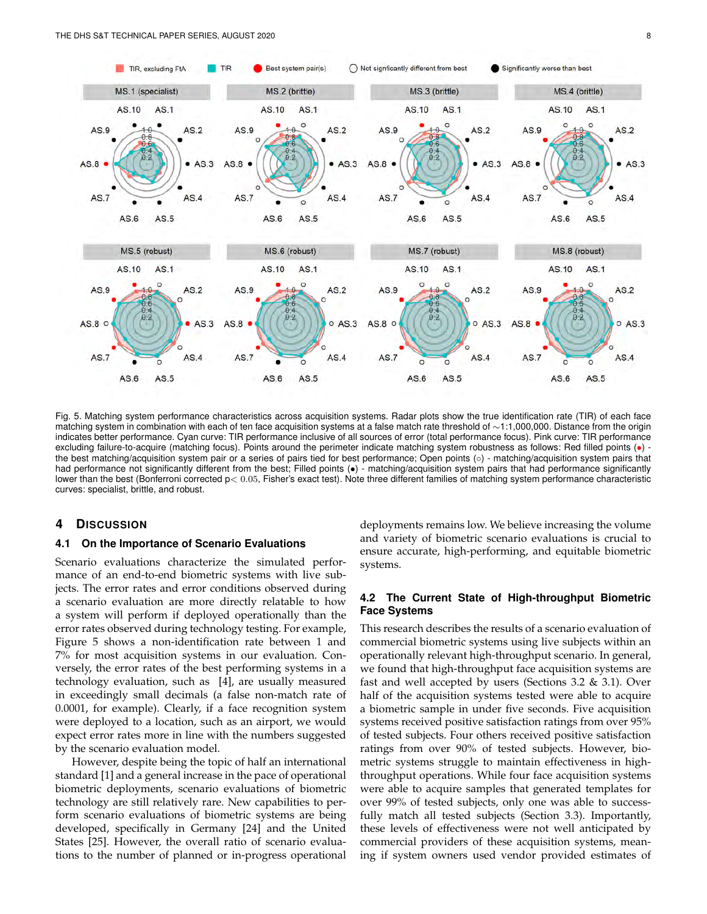TIR, excluding FtA
TIR
Best system pair(s)
Not signficantly different from best
Significantly worse than best

MS.1 (specialist)
MS.2 (brittle)
MS.3 (brittle)
MS.4 (brittle)
MS.5 (robust)
MS.6 (robust)
MS.7 (robust)
MS.8 (robust)

AS.10 AS.1 AS.2 AS.3 AS.4 AS.5 AS.6 AS.7 AS.8 AS.9
1.0 0.8 0.6 0.4 0.2

Fig. 5. Matching system performance characteristics across acquisition systems. Radar plots show the true identification rate (TIR) of each face matching system in combination with each of ten face acquisition systems at a false match rate threshold of ~1:1,000,000. Distance from the origin indicates better performance. Cyan curve: TIR performance inclusive of all sources of error (total performance focus). Pink curve: TIR performance excluding failure-to-acquire (matching focus). Points around the perimeter indicate matching system robustness as follows: Red filled points (●) - the best matching/acquisition system pair or a series of pairs tied for best performance; Open points (○) - matching/acquisition system pairs that had performance not significantly different from the best; Filled points (●) - matching/acquisition system pairs that had performance significantly lower than the best (Bonferroni corrected $p < 0.05$, Fisher's exact test). Note three different families of matching system performance characteristic curves: specialist, brittle, and robust.

# 4 Discussion

## 4.1 On the Importance of Scenario Evaluations

Scenario evaluations characterize the simulated performance of an end-to-end biometric systems with live subjects. The error rates and error conditions observed during a scenario evaluation are more directly relatable to how a system will perform if deployed operationally than the error rates observed during technology testing. For example, Figure 5 shows a non-identification rate between 1 and 7% for most acquisition systems in our evaluation. Conversely, the error rates of the best performing systems in a technology evaluation, such as [4], are usually measured in exceedingly small decimals (a false non-match rate of 0.0001, for example). Clearly, if a face recognition system were deployed to a location, such as an airport, we would expect error rates more in line with the numbers suggested by the scenario evaluation model.

However, despite being the topic of half an international standard [1] and a general increase in the pace of operational biometric deployments, scenario evaluations of biometric technology are still relatively rare. New capabilities to perform scenario evaluations of biometric systems are being developed, specifically in Germany [24] and the United States [25]. However, the overall ratio of scenario evaluations to the number of planned or in-progress operational deployments remains low. We believe increasing the volume and variety of biometric scenario evaluations is crucial to ensure accurate, high-performing, and equitable biometric systems.

## 4.2 The Current State of High-throughput Biometric Face Systems

This research describes the results of a scenario evaluation of commercial biometric systems using live subjects within an operationally relevant high-throughput scenario. In general, we found that high-throughput face acquisition systems are fast and well accepted by users (Sections 3.2 & 3.1). Over half of the acquisition systems tested were able to acquire a biometric sample in under five seconds. Five acquisition systems received positive satisfaction ratings from over 95% of tested subjects. Four others received positive satisfaction ratings from over 90% of tested subjects. However, biometric systems struggle to maintain effectiveness in high-throughput operations. While four face acquisition systems were able to acquire samples that generated templates for over 99% of tested subjects, only one was able to successfully match all tested subjects (Section 3.3). Importantly, these levels of effectiveness were not well anticipated by commercial providers of these acquisition systems, meaning if system owners used vendor provided estimates of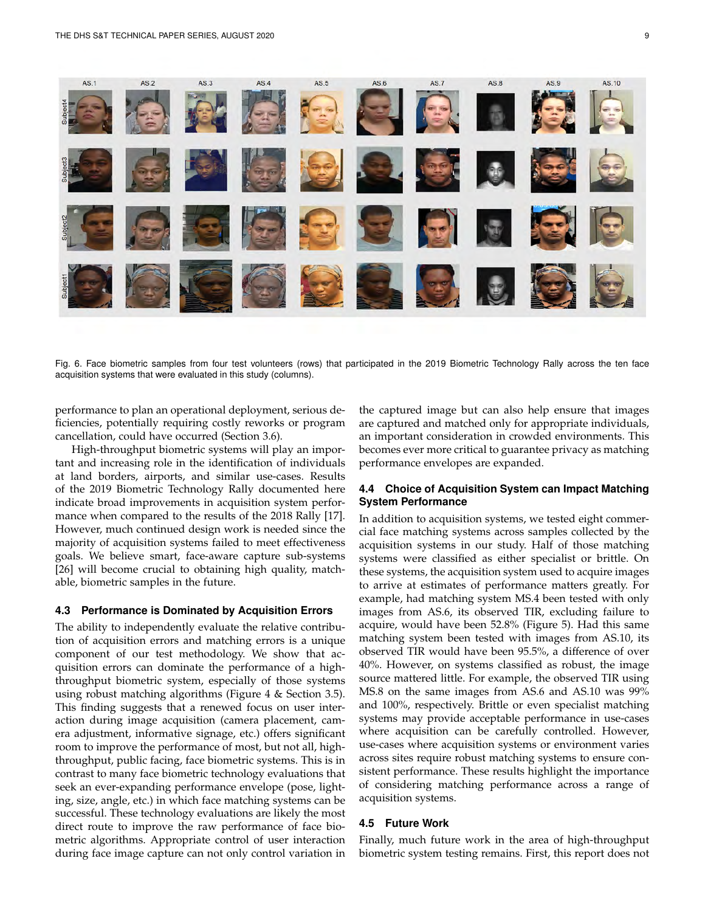Fig. 6. Face biometric samples from four test volunteers (rows) that participated in the 2019 Biometric Technology Rally across the ten face acquisition systems that were evaluated in this study (columns).

performance to plan an operational deployment, serious deficiencies, potentially requiring costly reworks or program cancellation, could have occurred (Section 3.6).

High-throughput biometric systems will play an important and increasing role in the identification of individuals at land borders, airports, and similar use-cases. Results of the 2019 Biometric Technology Rally documented here indicate broad improvements in acquisition system performance when compared to the results of the 2018 Rally [17]. However, much continued design work is needed since the majority of acquisition systems failed to meet effectiveness goals. We believe smart, face-aware capture sub-systems [26] will become crucial to obtaining high quality, matchable, biometric samples in the future.

### 4.3 Performance is Dominated by Acquisition Errors

The ability to independently evaluate the relative contribution of acquisition errors and matching errors is a unique component of our test methodology. We show that acquisition errors can dominate the performance of a high-throughput biometric system, especially of those systems using robust matching algorithms (Figure 4 & Section 3.5). This finding suggests that a renewed focus on user interaction during image acquisition (camera placement, camera adjustment, informative signage, etc.) offers significant room to improve the performance of most, but not all, high-throughput, public facing, face biometric systems. This is in contrast to many face biometric technology evaluations that seek an ever-expanding performance envelope (pose, lighting, size, angle, etc.) in which face matching systems can be successful. These technology evaluations are likely the most direct route to improve the raw performance of face biometric algorithms. Appropriate control of user interaction during face image capture can not only control variation in the captured image but can also help ensure that images are captured and matched only for appropriate individuals, an important consideration in crowded environments. This becomes ever more critical to guarantee privacy as matching performance envelopes are expanded.

### 4.4 Choice of Acquisition System can Impact Matching System Performance

In addition to acquisition systems, we tested eight commercial face matching systems across samples collected by the acquisition systems in our study. Half of those matching systems were classified as either specialist or brittle. On these systems, the acquisition system used to acquire images to arrive at estimates of performance matters greatly. For example, had matching system MS.4 been tested with only images from AS.6, its observed TIR, excluding failure to acquire, would have been 52.8% (Figure 5). Had this same matching system been tested with images from AS.10, its observed TIR would have been 95.5%, a difference of over 40%. However, on systems classified as robust, the image source mattered little. For example, the observed TIR using MS.8 on the same images from AS.6 and AS.10 was 99% and 100%, respectively. Brittle or even specialist matching systems may provide acceptable performance in use-cases where acquisition can be carefully controlled. However, use-cases where acquisition systems or environment varies across sites require robust matching systems to ensure consistent performance. These results highlight the importance of considering matching performance across a range of acquisition systems.

### 4.5 Future Work

Finally, much future work in the area of high-throughput biometric system testing remains. First, this report does not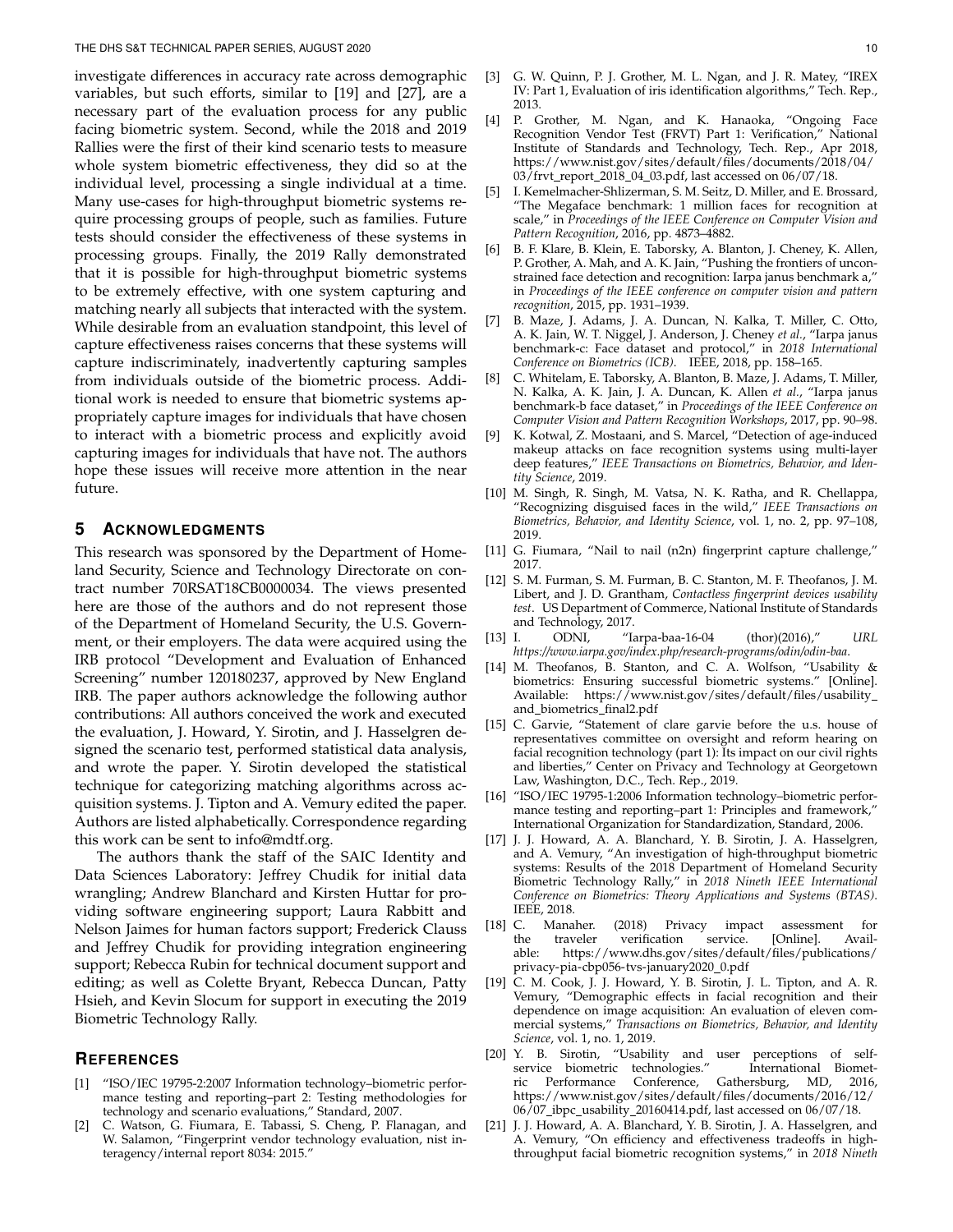investigate differences in accuracy rate across demographic variables, but such efforts, similar to [19] and [27], are a necessary part of the evaluation process for any public facing biometric system. Second, while the 2018 and 2019 Rallies were the first of their kind scenario tests to measure whole system biometric effectiveness, they did so at the individual level, processing a single individual at a time. Many use-cases for high-throughput biometric systems require processing groups of people, such as families. Future tests should consider the effectiveness of these systems in processing groups. Finally, the 2019 Rally demonstrated that it is possible for high-throughput biometric systems to be extremely effective, with one system capturing and matching nearly all subjects that interacted with the system. While desirable from an evaluation standpoint, this level of capture effectiveness raises concerns that these systems will capture indiscriminately, inadvertently capturing samples from individuals outside of the biometric process. Additional work is needed to ensure that biometric systems appropriately capture images for individuals that have chosen to interact with a biometric process and explicitly avoid capturing images for individuals that have not. The authors hope these issues will receive more attention in the near future.

## 5 Acknowledgments

This research was sponsored by the Department of Homeland Security, Science and Technology Directorate on contract number 70RSAT18CB0000034. The views presented here are those of the authors and do not represent those of the Department of Homeland Security, the U.S. Government, or their employers. The data were acquired using the IRB protocol "Development and Evaluation of Enhanced Screening" number 120180237, approved by New England IRB. The paper authors acknowledge the following author contributions: All authors conceived the work and executed the evaluation, J. Howard, Y. Sirotin, and J. Hasselgren designed the scenario test, performed statistical data analysis, and wrote the paper. Y. Sirotin developed the statistical technique for categorizing matching algorithms across acquisition systems. J. Tipton and A. Vemury edited the paper. Authors are listed alphabetically. Correspondence regarding this work can be sent to info@mdtf.org.

The authors thank the staff of the SAIC Identity and Data Sciences Laboratory: Jeffrey Chudik for initial data wrangling; Andrew Blanchard and Kirsten Huttar for providing software engineering support; Laura Rabbitt and Nelson Jaimes for human factors support; Frederick Clauss and Jeffrey Chudik for providing integration engineering support; Rebecca Rubin for technical document support and editing; as well as Colette Bryant, Rebecca Duncan, Patty Hsieh, and Kevin Slocum for support in executing the 2019 Biometric Technology Rally.

## References

[1] "ISO/IEC 19795-2:2007 Information technology–biometric performance testing and reporting–part 2: Testing methodologies for technology and scenario evaluations," Standard, 2007.

[2] C. Watson, G. Fiumara, E. Tabassi, S. Cheng, P. Flanagan, and W. Salamon, "Fingerprint vendor technology evaluation, nist interagency/internal report 8034: 2015."

[3] G. W. Quinn, P. J. Grother, M. L. Ngan, and J. R. Matey, "IREX IV: Part 1, Evaluation of iris identification algorithms," Tech. Rep., 2013.

[4] P. Grother, M. Ngan, and K. Hanaoka, "Ongoing Face Recognition Vendor Test (FRVT) Part 1: Verification," National Institute of Standards and Technology, Tech. Rep., Apr 2018, https://www.nist.gov/sites/default/files/documents/2018/04/03/frvt_report_2018_04_03.pdf, last accessed on 06/07/18.

[5] I. Kemelmacher-Shlizerman, S. M. Seitz, D. Miller, and E. Brossard, "The Megaface benchmark: 1 million faces for recognition at scale," in *Proceedings of the IEEE Conference on Computer Vision and Pattern Recognition*, 2016, pp. 4873–4882.

[6] B. F. Klare, B. Klein, E. Taborsky, A. Blanton, J. Cheney, K. Allen, P. Grother, A. Mah, and A. K. Jain, "Pushing the frontiers of unconstrained face detection and recognition: Iarpa janus benchmark a," in *Proceedings of the IEEE conference on computer vision and pattern recognition*, 2015, pp. 1931–1939.

[7] B. Maze, J. Adams, J. A. Duncan, N. Kalka, T. Miller, C. Otto, A. K. Jain, W. T. Niggel, J. Anderson, J. Cheney *et al.*, "Iarpa janus benchmark-c: Face dataset and protocol," in *2018 International Conference on Biometrics (ICB)*. IEEE, 2018, pp. 158–165.

[8] C. Whitelam, E. Taborsky, A. Blanton, B. Maze, J. Adams, T. Miller, N. Kalka, A. K. Jain, J. A. Duncan, K. Allen *et al.*, "Iarpa janus benchmark-b face dataset," in *Proceedings of the IEEE Conference on Computer Vision and Pattern Recognition Workshops*, 2017, pp. 90–98.

[9] K. Kotwal, Z. Mostaani, and S. Marcel, "Detection of age-induced makeup attacks on face recognition systems using multi-layer deep features," *IEEE Transactions on Biometrics, Behavior, and Identity Science*, 2019.

[10] M. Singh, R. Singh, M. Vatsa, N. K. Ratha, and R. Chellappa, "Recognizing disguised faces in the wild," *IEEE Transactions on Biometrics, Behavior, and Identity Science*, vol. 1, no. 2, pp. 97–108, 2019.

[11] G. Fiumara, "Nail to nail (n2n) fingerprint capture challenge," 2017.

[12] S. M. Furman, S. M. Furman, B. C. Stanton, M. F. Theofanos, J. M. Libert, and J. D. Grantham, *Contactless fingerprint devices usability test*. US Department of Commerce, National Institute of Standards and Technology, 2017.

[13] I. ODNI, "Iarpa-baa-16-04 (thor)(2016)," *URL https://www.iarpa.gov/index.php/research-programs/odin/odin-baa*.

[14] M. Theofanos, B. Stanton, and C. A. Wolfson, "Usability & biometrics: Ensuring successful biometric systems." [Online]. Available: https://www.nist.gov/sites/default/files/usability_and_biometrics_final2.pdf

[15] C. Garvie, "Statement of clare garvie before the u.s. house of representatives committee on oversight and reform hearing on facial recognition technology (part 1): Its impact on our civil rights and liberties," Center on Privacy and Technology at Georgetown Law, Washington, D.C., Tech. Rep., 2019.

[16] "ISO/IEC 19795-1:2006 Information technology–biometric performance testing and reporting–part 1: Principles and framework," International Organization for Standardization, Standard, 2006.

[17] J. J. Howard, A. A. Blanchard, Y. B. Sirotin, J. A. Hasselgren, and A. Vemury, "An investigation of high-throughput biometric systems: Results of the 2018 Department of Homeland Security Biometric Technology Rally," in *2018 Nineth IEEE International Conference on Biometrics: Theory Applications and Systems (BTAS)*. IEEE, 2018.

[18] C. Manaher. (2018) Privacy impact assessment for the traveler verification service. [Online]. Available: https://www.dhs.gov/sites/default/files/publications/privacy-pia-cbp056-tvs-january2020_0.pdf

[19] C. M. Cook, J. J. Howard, Y. B. Sirotin, J. L. Tipton, and A. R. Vemury, "Demographic effects in facial recognition and their dependence on image acquisition: An evaluation of eleven commercial systems," *Transactions on Biometrics, Behavior, and Identity Science*, vol. 1, no. 1, 2019.

[20] Y. B. Sirotin, "Usability and user perceptions of self-service biometric technologies." International Biometric Performance Conference, Gathersburg, MD, 2016, https://www.nist.gov/sites/default/files/documents/2016/12/06/07_ibpc_usability_20160414.pdf, last accessed on 06/07/18.

[21] J. J. Howard, A. A. Blanchard, Y. B. Sirotin, J. A. Hasselgren, and A. Vemury, "On efficiency and effectiveness tradeoffs in high-throughput facial biometric recognition systems," in *2018 Nineth*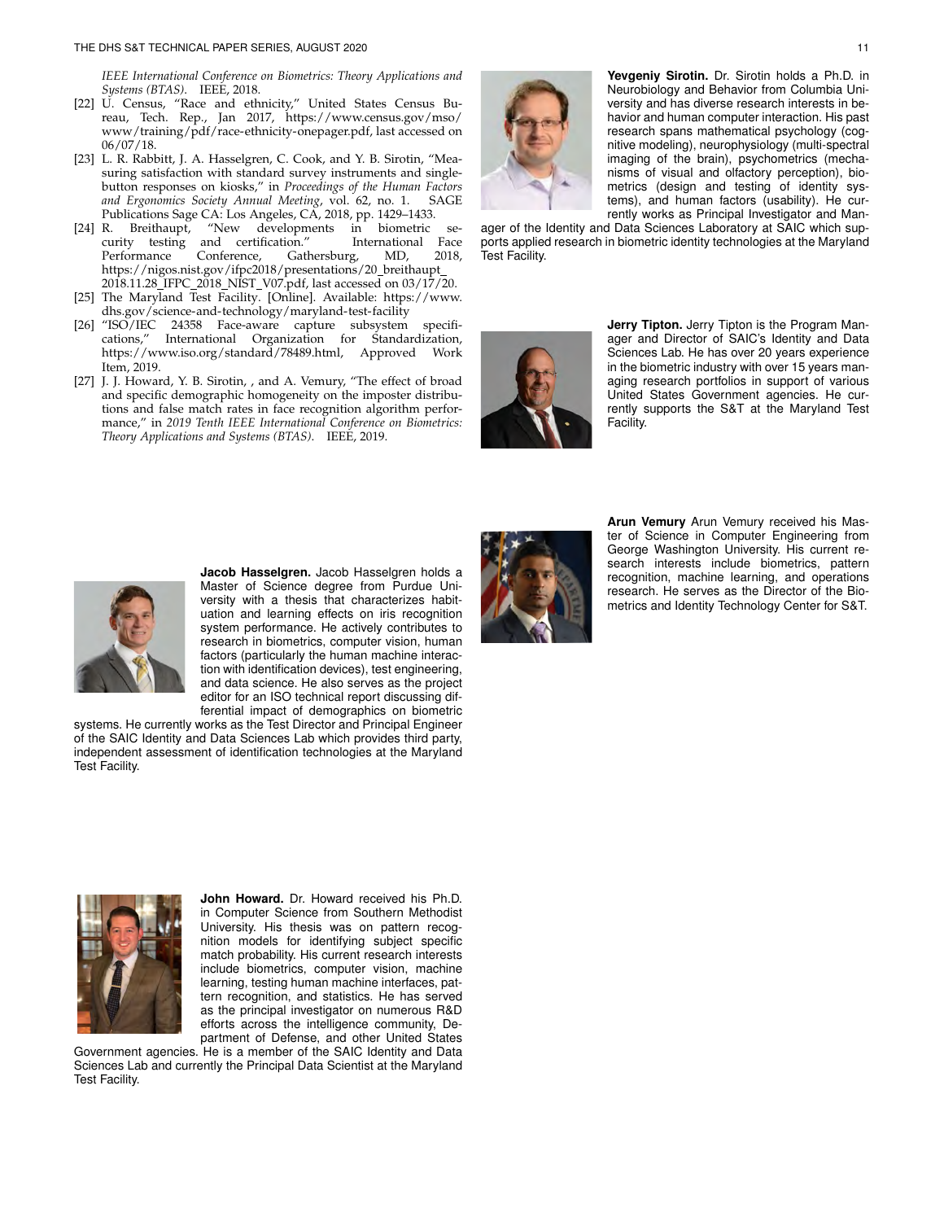*IEEE International Conference on Biometrics: Theory Applications and Systems (BTAS)*. IEEE, 2018.

[22] U. Census, "Race and ethnicity," United States Census Bureau, Tech. Rep., Jan 2017, https://www.census.gov/mso/www/training/pdf/race-ethnicity-onepager.pdf, last accessed on 06/07/18.

[23] L. R. Rabbitt, J. A. Hasselgren, C. Cook, and Y. B. Sirotin, "Measuring satisfaction with standard survey instruments and single-button responses on kiosks," in *Proceedings of the Human Factors and Ergonomics Society Annual Meeting*, vol. 62, no. 1. SAGE Publications Sage CA: Los Angeles, CA, 2018, pp. 1429–1433.

[24] R. Breithaupt, "New developments in biometric security testing and certification." International Face Performance Conference, Gathersburg, MD, 2018, https://nigos.nist.gov/ifpc2018/presentations/20_breithaupt_2018.11.28_IFPC_2018_NIST_V07.pdf, last accessed on 03/17/20.

[25] The Maryland Test Facility. [Online]. Available: https://www.dhs.gov/science-and-technology/maryland-test-facility

[26] "ISO/IEC 24358 Face-aware capture subsystem specifications," International Organization for Standardization, https://www.iso.org/standard/78489.html, Approved Work Item, 2019.

[27] J. J. Howard, Y. B. Sirotin, , and A. Vemury, "The effect of broad and specific demographic homogeneity on the imposter distributions and false match rates in face recognition algorithm performance," in *2019 Tenth IEEE International Conference on Biometrics: Theory Applications and Systems (BTAS)*. IEEE, 2019.

**Jacob Hasselgren.** Jacob Hasselgren holds a Master of Science degree from Purdue University with a thesis that characterizes habituation and learning effects on iris recognition system performance. He actively contributes to research in biometrics, computer vision, human factors (particularly the human machine interaction with identification devices), test engineering, and data science. He also serves as the project editor for an ISO technical report discussing differential impact of demographics on biometric systems. He currently works as the Test Director and Principal Engineer of the SAIC Identity and Data Sciences Lab which provides third party, independent assessment of identification technologies at the Maryland Test Facility.

**John Howard.** Dr. Howard received his Ph.D. in Computer Science from Southern Methodist University. His thesis was on pattern recognition models for identifying subject specific match probability. His current research interests include biometrics, computer vision, machine learning, testing human machine interfaces, pattern recognition, and statistics. He has served as the principal investigator on numerous R&D efforts across the intelligence community, Department of Defense, and other United States Government agencies. He is a member of the SAIC Identity and Data Sciences Lab and currently the Principal Data Scientist at the Maryland Test Facility.

**Yevgeniy Sirotin.** Dr. Sirotin holds a Ph.D. in Neurobiology and Behavior from Columbia University and has diverse research interests in behavior and human computer interaction. His past research spans mathematical psychology (cognitive modeling), neurophysiology (multi-spectral imaging of the brain), psychometrics (mechanisms of visual and olfactory perception), biometrics (design and testing of identity systems), and human factors (usability). He currently works as Principal Investigator and Manager of the Identity and Data Sciences Laboratory at SAIC which supports applied research in biometric identity technologies at the Maryland Test Facility.

**Jerry Tipton.** Jerry Tipton is the Program Manager and Director of SAIC's Identity and Data Sciences Lab. He has over 20 years experience in the biometric industry with over 15 years managing research portfolios in support of various United States Government agencies. He currently supports the S&T at the Maryland Test Facility.

**Arun Vemury** Arun Vemury received his Master of Science in Computer Engineering from George Washington University. His current research interests include biometrics, pattern recognition, machine learning, and operations research. He serves as the Director of the Biometrics and Identity Technology Center for S&T.